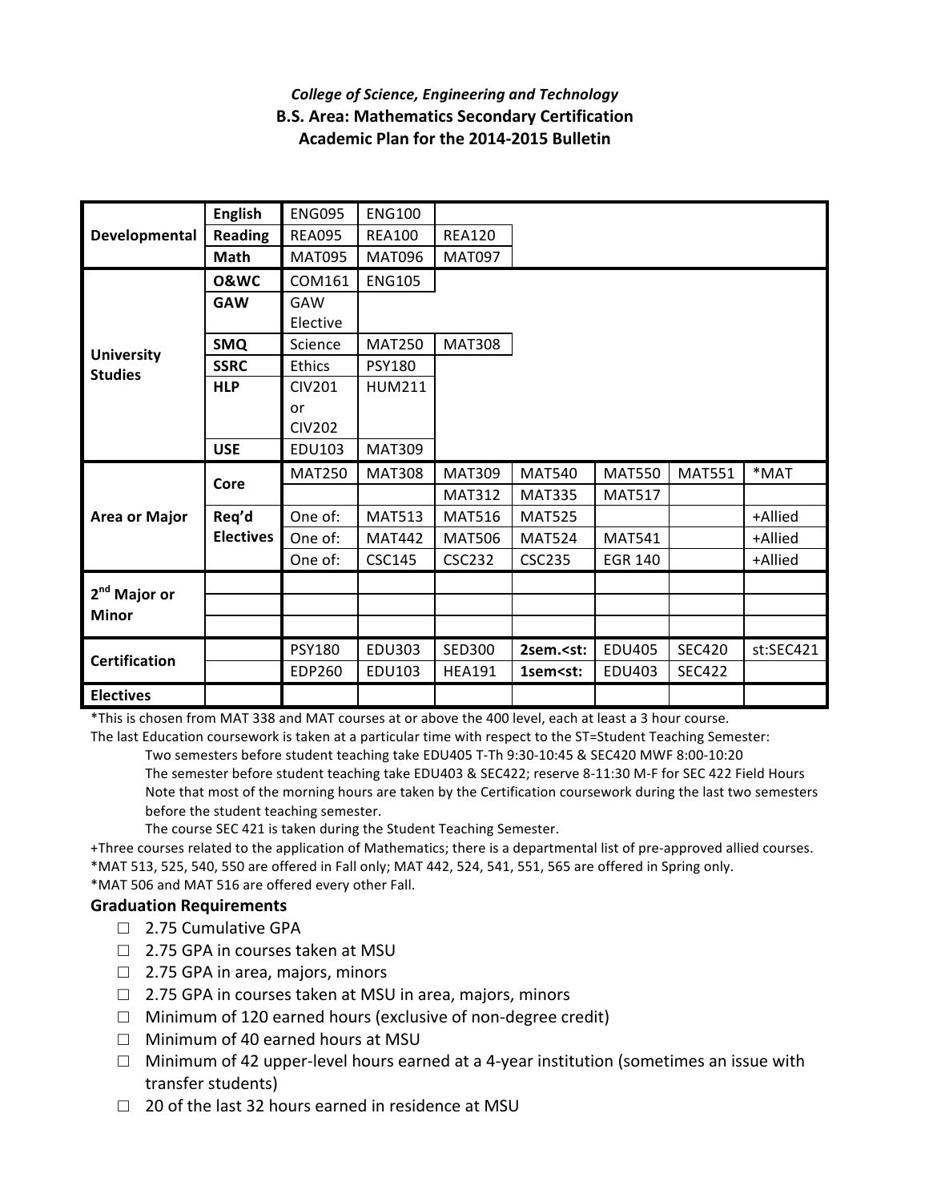*College of Science, Engineering and Technology*

**B.S. Area: Mathematics Secondary Certification**

**Academic Plan for the 2014-2015 Bulletin**

| | | | | | | | | |
|---|---|---|---|---|---|---|---|---|
| **Developmental** | **English** | ENG095 | ENG100 | | | | | |
| | **Reading** | REA095 | REA100 | REA120 | | | | |
| | **Math** | MAT095 | MAT096 | MAT097 | | | | |
| **University Studies** | **O&WC** | COM161 | ENG105 | | | | | |
| | **GAW** | GAW Elective | | | | | | |
| | **SMQ** | Science | MAT250 | MAT308 | | | | |
| | **SSRC** | Ethics | PSY180 | | | | | |
| | **HLP** | CIV201 or CIV202 | HUM211 | | | | | |
| | **USE** | EDU103 | MAT309 | | | | | |
| **Area or Major** | **Core** | MAT250 | MAT308 | MAT309 | MAT540 | MAT550 | MAT551 | *MAT |
| | | | | MAT312 | MAT335 | MAT517 | | |
| | **Req'd Electives** | One of: | MAT513 | MAT516 | MAT525 | | | +Allied |
| | | One of: | MAT442 | MAT506 | MAT524 | MAT541 | | +Allied |
| | | One of: | CSC145 | CSC232 | CSC235 | EGR 140 | | +Allied |
| **2nd Major or Minor** | | | | | | | | |
| | | | | | | | | |
| | | | | | | | | |
| **Certification** | | PSY180 | EDU303 | SED300 | **2sem.<st:** | EDU405 | SEC420 | st:SEC421 |
| | | EDP260 | EDU103 | HEA191 | **1sem<st:** | EDU403 | SEC422 | |
| **Electives** | | | | | | | | |

*This is chosen from MAT 338 and MAT courses at or above the 400 level, each at least a 3 hour course.

The last Education coursework is taken at a particular time with respect to the ST=Student Teaching Semester:

Two semesters before student teaching take EDU405 T-Th 9:30-10:45 & SEC420 MWF 8:00-10:20

The semester before student teaching take EDU403 & SEC422; reserve 8-11:30 M-F for SEC 422 Field Hours

Note that most of the morning hours are taken by the Certification coursework during the last two semesters before the student teaching semester.

The course SEC 421 is taken during the Student Teaching Semester.

+Three courses related to the application of Mathematics; there is a departmental list of pre-approved allied courses.

*MAT 513, 525, 540, 550 are offered in Fall only; MAT 442, 524, 541, 551, 565 are offered in Spring only.

*MAT 506 and MAT 516 are offered every other Fall.

## Graduation Requirements

- ☐ 2.75 Cumulative GPA
- ☐ 2.75 GPA in courses taken at MSU
- ☐ 2.75 GPA in area, majors, minors
- ☐ 2.75 GPA in courses taken at MSU in area, majors, minors
- ☐ Minimum of 120 earned hours (exclusive of non-degree credit)
- ☐ Minimum of 40 earned hours at MSU
- ☐ Minimum of 42 upper-level hours earned at a 4-year institution (sometimes an issue with transfer students)
- ☐ 20 of the last 32 hours earned in residence at MSU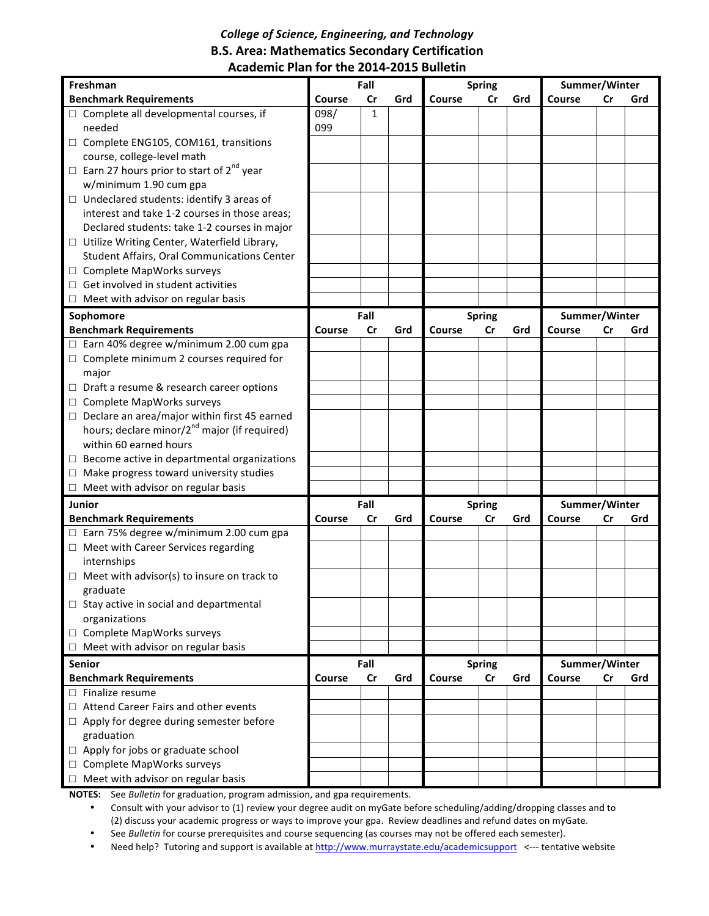*College of Science, Engineering, and Technology*

**B.S. Area: Mathematics Secondary Certification**

**Academic Plan for the 2014-2015 Bulletin**

| **Freshman** | Fall | | | Spring | | | Summer/Winter | | |
|---|---|---|---|---|---|---|---|---|---|
| **Benchmark Requirements** | **Course** | **Cr** | **Grd** | **Course** | **Cr** | **Grd** | **Course** | **Cr** | **Grd** |
| ☐ Complete all developmental courses, if needed | 098/ 099 | 1 | | | | | | | |
| ☐ Complete ENG105, COM161, transitions course, college-level math | | | | | | | | | |
| ☐ Earn 27 hours prior to start of 2nd year w/minimum 1.90 cum gpa | | | | | | | | | |
| ☐ Undeclared students: identify 3 areas of interest and take 1-2 courses in those areas; Declared students: take 1-2 courses in major | | | | | | | | | |
| ☐ Utilize Writing Center, Waterfield Library, Student Affairs, Oral Communications Center | | | | | | | | | |
| ☐ Complete MapWorks surveys | | | | | | | | | |
| ☐ Get involved in student activities | | | | | | | | | |
| ☐ Meet with advisor on regular basis | | | | | | | | | |

| **Sophomore** | Fall | | | Spring | | | Summer/Winter | | |
|---|---|---|---|---|---|---|---|---|---|
| **Benchmark Requirements** | **Course** | **Cr** | **Grd** | **Course** | **Cr** | **Grd** | **Course** | **Cr** | **Grd** |
| ☐ Earn 40% degree w/minimum 2.00 cum gpa | | | | | | | | | |
| ☐ Complete minimum 2 courses required for major | | | | | | | | | |
| ☐ Draft a resume & research career options | | | | | | | | | |
| ☐ Complete MapWorks surveys | | | | | | | | | |
| ☐ Declare an area/major within first 45 earned hours; declare minor/2nd major (if required) within 60 earned hours | | | | | | | | | |
| ☐ Become active in departmental organizations | | | | | | | | | |
| ☐ Make progress toward university studies | | | | | | | | | |
| ☐ Meet with advisor on regular basis | | | | | | | | | |

| **Junior** | Fall | | | Spring | | | Summer/Winter | | |
|---|---|---|---|---|---|---|---|---|---|
| **Benchmark Requirements** | **Course** | **Cr** | **Grd** | **Course** | **Cr** | **Grd** | **Course** | **Cr** | **Grd** |
| ☐ Earn 75% degree w/minimum 2.00 cum gpa | | | | | | | | | |
| ☐ Meet with Career Services regarding internships | | | | | | | | | |
| ☐ Meet with advisor(s) to insure on track to graduate | | | | | | | | | |
| ☐ Stay active in social and departmental organizations | | | | | | | | | |
| ☐ Complete MapWorks surveys | | | | | | | | | |
| ☐ Meet with advisor on regular basis | | | | | | | | | |

| **Senior** | Fall | | | Spring | | | Summer/Winter | | |
|---|---|---|---|---|---|---|---|---|---|
| **Benchmark Requirements** | **Course** | **Cr** | **Grd** | **Course** | **Cr** | **Grd** | **Course** | **Cr** | **Grd** |
| ☐ Finalize resume | | | | | | | | | |
| ☐ Attend Career Fairs and other events | | | | | | | | | |
| ☐ Apply for degree during semester before graduation | | | | | | | | | |
| ☐ Apply for jobs or graduate school | | | | | | | | | |
| ☐ Complete MapWorks surveys | | | | | | | | | |
| ☐ Meet with advisor on regular basis | | | | | | | | | |

**NOTES:** See *Bulletin* for graduation, program admission, and gpa requirements.

- Consult with your advisor to (1) review your degree audit on myGate before scheduling/adding/dropping classes and to (2) discuss your academic progress or ways to improve your gpa. Review deadlines and refund dates on myGate.
- See *Bulletin* for course prerequisites and course sequencing (as courses may not be offered each semester).
- Need help? Tutoring and support is available at http://www.murraystate.edu/academicsupport <--- tentative website